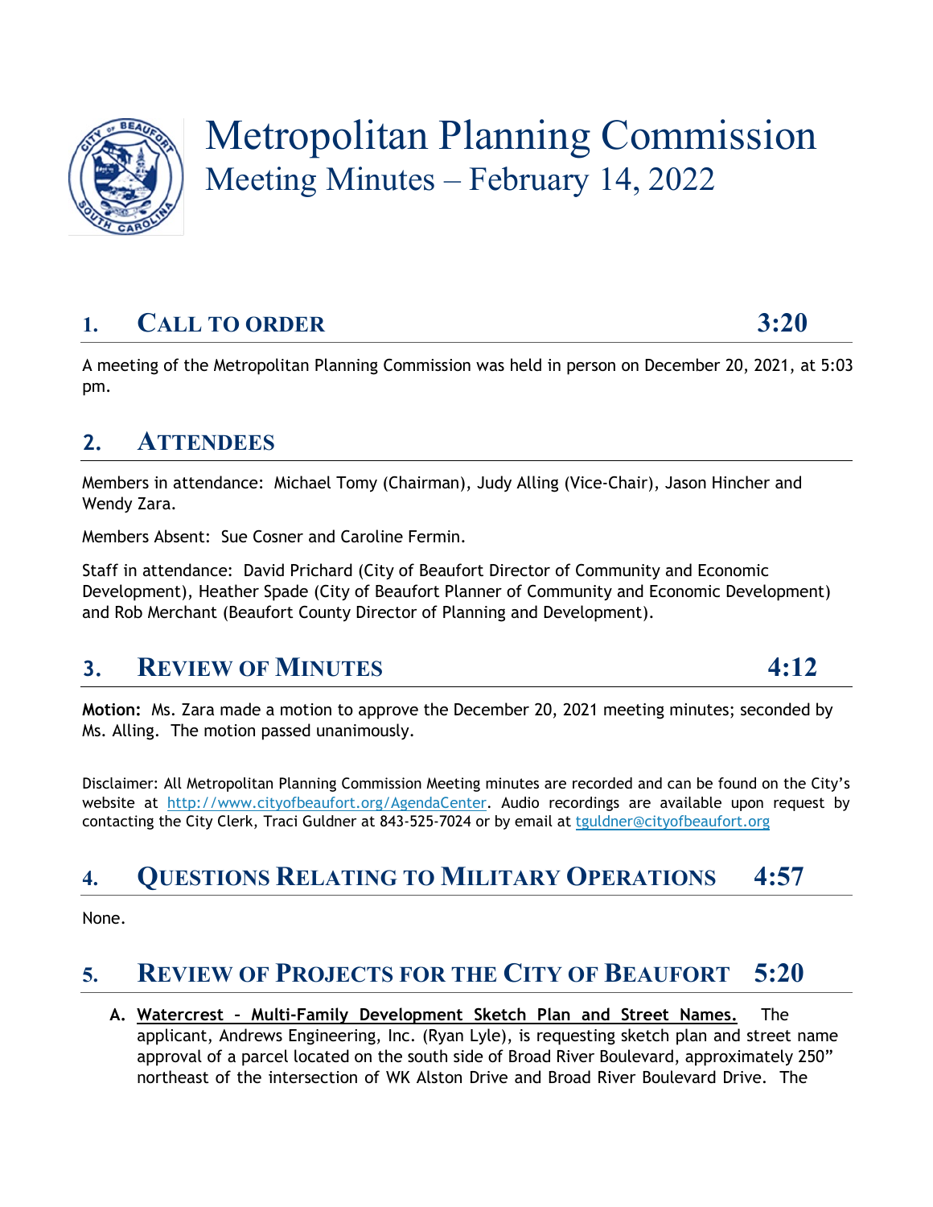# Metropolitan Planning Commission
## Meeting Minutes – February 14, 2022

## 1. CALL TO ORDER 3:20

A meeting of the Metropolitan Planning Commission was held in person on December 20, 2021, at 5:03 pm.

## 2. ATTENDEES

Members in attendance: Michael Tomy (Chairman), Judy Alling (Vice-Chair), Jason Hincher and Wendy Zara.

Members Absent: Sue Cosner and Caroline Fermin.

Staff in attendance: David Prichard (City of Beaufort Director of Community and Economic Development), Heather Spade (City of Beaufort Planner of Community and Economic Development) and Rob Merchant (Beaufort County Director of Planning and Development).

## 3. REVIEW OF MINUTES 4:12

**Motion:** Ms. Zara made a motion to approve the December 20, 2021 meeting minutes; seconded by Ms. Alling. The motion passed unanimously.

Disclaimer: All Metropolitan Planning Commission Meeting minutes are recorded and can be found on the City's website at http://www.cityofbeaufort.org/AgendaCenter. Audio recordings are available upon request by contacting the City Clerk, Traci Guldner at 843-525-7024 or by email at tguldner@cityofbeaufort.org

## 4. QUESTIONS RELATING TO MILITARY OPERATIONS 4:57

None.

## 5. REVIEW OF PROJECTS FOR THE CITY OF BEAUFORT 5:20

**A.** **Watercrest – Multi-Family Development Sketch Plan and Street Names.** The applicant, Andrews Engineering, Inc. (Ryan Lyle), is requesting sketch plan and street name approval of a parcel located on the south side of Broad River Boulevard, approximately 250" northeast of the intersection of WK Alston Drive and Broad River Boulevard Drive. The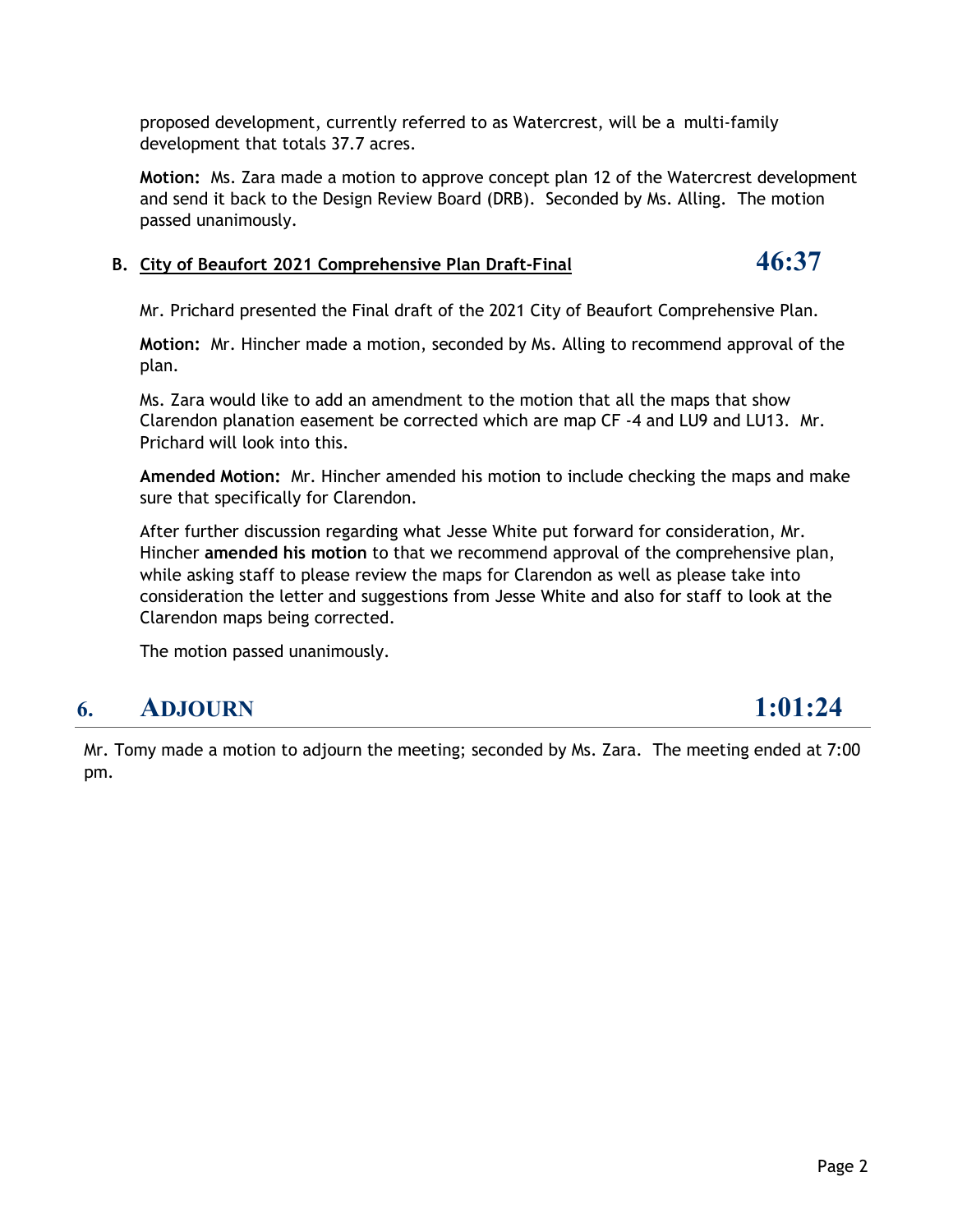proposed development, currently referred to as Watercrest, will be a multi-family development that totals 37.7 acres.

**Motion:** Ms. Zara made a motion to approve concept plan 12 of the Watercrest development and send it back to the Design Review Board (DRB). Seconded by Ms. Alling. The motion passed unanimously.

### B. City of Beaufort 2021 Comprehensive Plan Draft-Final **46:37**

Mr. Prichard presented the Final draft of the 2021 City of Beaufort Comprehensive Plan.

**Motion:** Mr. Hincher made a motion, seconded by Ms. Alling to recommend approval of the plan.

Ms. Zara would like to add an amendment to the motion that all the maps that show Clarendon planation easement be corrected which are map CF -4 and LU9 and LU13. Mr. Prichard will look into this.

**Amended Motion:** Mr. Hincher amended his motion to include checking the maps and make sure that specifically for Clarendon.

After further discussion regarding what Jesse White put forward for consideration, Mr. Hincher **amended his motion** to that we recommend approval of the comprehensive plan, while asking staff to please review the maps for Clarendon as well as please take into consideration the letter and suggestions from Jesse White and also for staff to look at the Clarendon maps being corrected.

The motion passed unanimously.

## 6. ADJOURN 1:01:24

Mr. Tomy made a motion to adjourn the meeting; seconded by Ms. Zara. The meeting ended at 7:00 pm.